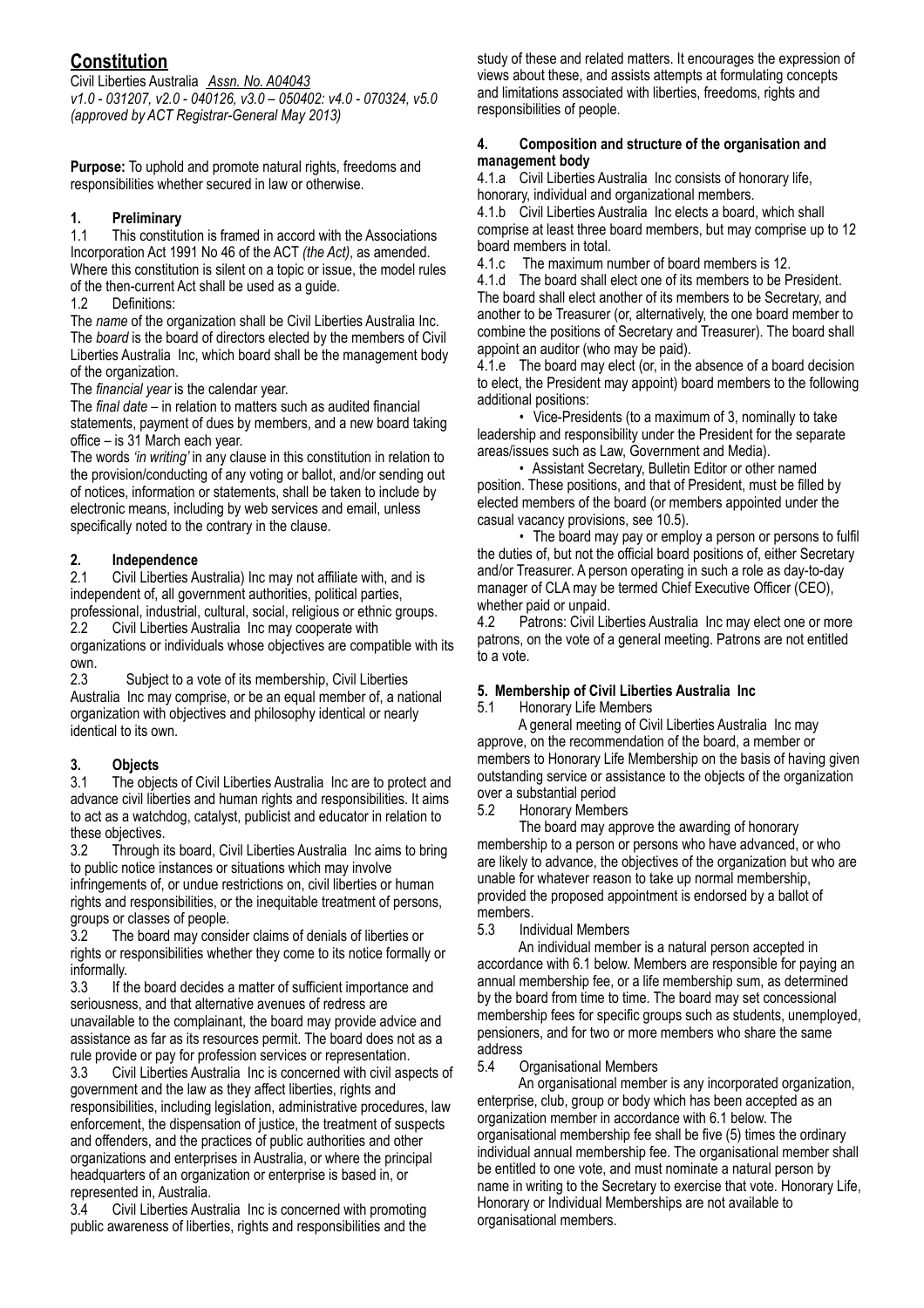# Constitution

Civil Liberties Australia *Assn. No. A04043*
*v1.0 - 031207, v2.0 - 040126, v3.0 – 050402: v4.0 - 070324, v5.0 (approved by ACT Registrar-General May 2013)*

**Purpose:** To uphold and promote natural rights, freedoms and responsibilities whether secured in law or otherwise.

## 1. Preliminary

1.1 This constitution is framed in accord with the Associations Incorporation Act 1991 No 46 of the ACT *(the Act)*, as amended. Where this constitution is silent on a topic or issue, the model rules of the then-current Act shall be used as a guide.

1.2 Definitions:

The *name* of the organization shall be Civil Liberties Australia Inc.

The *board* is the board of directors elected by the members of Civil Liberties Australia Inc, which board shall be the management body of the organization.

The *financial year* is the calendar year.

The *final date* – in relation to matters such as audited financial statements, payment of dues by members, and a new board taking office – is 31 March each year.

The words *'in writing'* in any clause in this constitution in relation to the provision/conducting of any voting or ballot, and/or sending out of notices, information or statements, shall be taken to include by electronic means, including by web services and email, unless specifically noted to the contrary in the clause.

## 2. Independence

2.1 Civil Liberties Australia) Inc may not affiliate with, and is independent of, all government authorities, political parties, professional, industrial, cultural, social, religious or ethnic groups.

2.2 Civil Liberties Australia Inc may cooperate with organizations or individuals whose objectives are compatible with its own.

2.3 Subject to a vote of its membership, Civil Liberties Australia Inc may comprise, or be an equal member of, a national organization with objectives and philosophy identical or nearly identical to its own.

## 3. Objects

3.1 The objects of Civil Liberties Australia Inc are to protect and advance civil liberties and human rights and responsibilities. It aims to act as a watchdog, catalyst, publicist and educator in relation to these objectives.

3.2 Through its board, Civil Liberties Australia Inc aims to bring to public notice instances or situations which may involve infringements of, or undue restrictions on, civil liberties or human rights and responsibilities, or the inequitable treatment of persons, groups or classes of people.

3.2 The board may consider claims of denials of liberties or rights or responsibilities whether they come to its notice formally or informally.

3.3 If the board decides a matter of sufficient importance and seriousness, and that alternative avenues of redress are unavailable to the complainant, the board may provide advice and assistance as far as its resources permit. The board does not as a rule provide or pay for profession services or representation.

3.3 Civil Liberties Australia Inc is concerned with civil aspects of government and the law as they affect liberties, rights and responsibilities, including legislation, administrative procedures, law enforcement, the dispensation of justice, the treatment of suspects and offenders, and the practices of public authorities and other organizations and enterprises in Australia, or where the principal headquarters of an organization or enterprise is based in, or represented in, Australia.

3.4 Civil Liberties Australia Inc is concerned with promoting public awareness of liberties, rights and responsibilities and the study of these and related matters. It encourages the expression of views about these, and assists attempts at formulating concepts and limitations associated with liberties, freedoms, rights and responsibilities of people.

## 4. Composition and structure of the organisation and management body

4.1.a Civil Liberties Australia Inc consists of honorary life, honorary, individual and organizational members.

4.1.b Civil Liberties Australia Inc elects a board, which shall comprise at least three board members, but may comprise up to 12 board members in total.

4.1.c The maximum number of board members is 12.

4.1.d The board shall elect one of its members to be President. The board shall elect another of its members to be Secretary, and another to be Treasurer (or, alternatively, the one board member to combine the positions of Secretary and Treasurer). The board shall appoint an auditor (who may be paid).

4.1.e The board may elect (or, in the absence of a board decision to elect, the President may appoint) board members to the following additional positions:

- Vice-Presidents (to a maximum of 3, nominally to take leadership and responsibility under the President for the separate areas/issues such as Law, Government and Media).
- Assistant Secretary, Bulletin Editor or other named position. These positions, and that of President, must be filled by elected members of the board (or members appointed under the casual vacancy provisions, see 10.5).
- The board may pay or employ a person or persons to fulfil the duties of, but not the official board positions of, either Secretary and/or Treasurer. A person operating in such a role as day-to-day manager of CLA may be termed Chief Executive Officer (CEO), whether paid or unpaid.

4.2 Patrons: Civil Liberties Australia Inc may elect one or more patrons, on the vote of a general meeting. Patrons are not entitled to a vote.

## 5. Membership of Civil Liberties Australia Inc

5.1 Honorary Life Members

A general meeting of Civil Liberties Australia Inc may approve, on the recommendation of the board, a member or members to Honorary Life Membership on the basis of having given outstanding service or assistance to the objects of the organization over a substantial period

5.2 Honorary Members

The board may approve the awarding of honorary membership to a person or persons who have advanced, or who are likely to advance, the objectives of the organization but who are unable for whatever reason to take up normal membership, provided the proposed appointment is endorsed by a ballot of members.

5.3 Individual Members

An individual member is a natural person accepted in accordance with 6.1 below. Members are responsible for paying an annual membership fee, or a life membership sum, as determined by the board from time to time. The board may set concessional membership fees for specific groups such as students, unemployed, pensioners, and for two or more members who share the same address

5.4 Organisational Members

An organisational member is any incorporated organization, enterprise, club, group or body which has been accepted as an organization member in accordance with 6.1 below. The organisational membership fee shall be five (5) times the ordinary individual annual membership fee. The organisational member shall be entitled to one vote, and must nominate a natural person by name in writing to the Secretary to exercise that vote. Honorary Life, Honorary or Individual Memberships are not available to organisational members.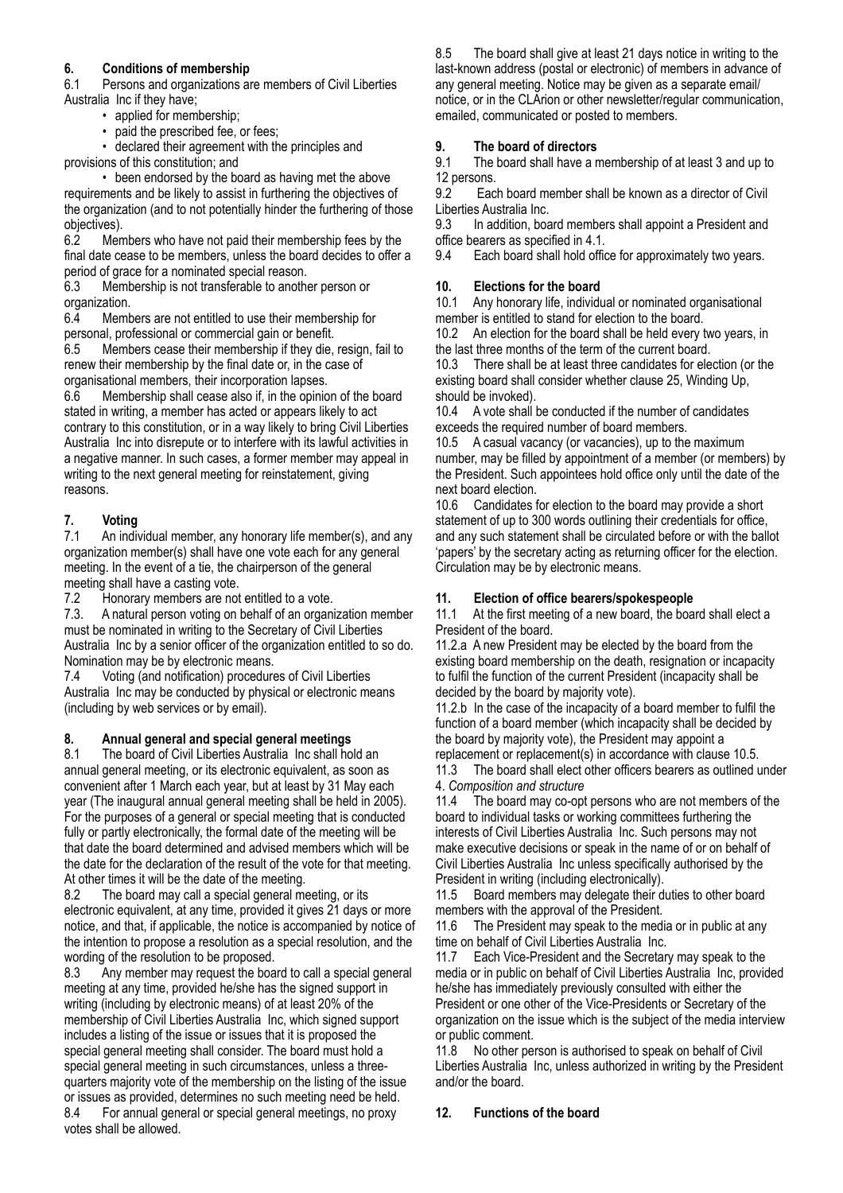### 6. Conditions of membership

6.1 Persons and organizations are members of Civil Liberties Australia Inc if they have;

- applied for membership;
- paid the prescribed fee, or fees;
- declared their agreement with the principles and provisions of this constitution; and
- been endorsed by the board as having met the above requirements and be likely to assist in furthering the objectives of the organization (and to not potentially hinder the furthering of those objectives).

6.2 Members who have not paid their membership fees by the final date cease to be members, unless the board decides to offer a period of grace for a nominated special reason.

6.3 Membership is not transferable to another person or organization.

6.4 Members are not entitled to use their membership for personal, professional or commercial gain or benefit.

6.5 Members cease their membership if they die, resign, fail to renew their membership by the final date or, in the case of organisational members, their incorporation lapses.

6.6 Membership shall cease also if, in the opinion of the board stated in writing, a member has acted or appears likely to act contrary to this constitution, or in a way likely to bring Civil Liberties Australia Inc into disrepute or to interfere with its lawful activities in a negative manner. In such cases, a former member may appeal in writing to the next general meeting for reinstatement, giving reasons.

### 7. Voting

7.1 An individual member, any honorary life member(s), and any organization member(s) shall have one vote each for any general meeting. In the event of a tie, the chairperson of the general meeting shall have a casting vote.

7.2 Honorary members are not entitled to a vote.

7.3. A natural person voting on behalf of an organization member must be nominated in writing to the Secretary of Civil Liberties Australia Inc by a senior officer of the organization entitled to so do. Nomination may be by electronic means.

7.4 Voting (and notification) procedures of Civil Liberties Australia Inc may be conducted by physical or electronic means (including by web services or by email).

### 8. Annual general and special general meetings

8.1 The board of Civil Liberties Australia Inc shall hold an annual general meeting, or its electronic equivalent, as soon as convenient after 1 March each year, but at least by 31 May each year (The inaugural annual general meeting shall be held in 2005). For the purposes of a general or special meeting that is conducted fully or partly electronically, the formal date of the meeting will be that date the board determined and advised members which will be the date for the declaration of the result of the vote for that meeting. At other times it will be the date of the meeting.

8.2 The board may call a special general meeting, or its electronic equivalent, at any time, provided it gives 21 days or more notice, and that, if applicable, the notice is accompanied by notice of the intention to propose a resolution as a special resolution, and the wording of the resolution to be proposed.

8.3 Any member may request the board to call a special general meeting at any time, provided he/she has the signed support in writing (including by electronic means) of at least 20% of the membership of Civil Liberties Australia Inc, which signed support includes a listing of the issue or issues that it is proposed the special general meeting shall consider. The board must hold a special general meeting in such circumstances, unless a three-quarters majority vote of the membership on the listing of the issue or issues as provided, determines no such meeting need be held.

8.4 For annual general or special general meetings, no proxy votes shall be allowed.

8.5 The board shall give at least 21 days notice in writing to the last-known address (postal or electronic) of members in advance of any general meeting. Notice may be given as a separate email/ notice, or in the CLArion or other newsletter/regular communication, emailed, communicated or posted to members.

### 9. The board of directors

9.1 The board shall have a membership of at least 3 and up to 12 persons.

9.2 Each board member shall be known as a director of Civil Liberties Australia Inc.

9.3 In addition, board members shall appoint a President and office bearers as specified in 4.1.

9.4 Each board shall hold office for approximately two years.

### 10. Elections for the board

10.1 Any honorary life, individual or nominated organisational member is entitled to stand for election to the board.

10.2 An election for the board shall be held every two years, in the last three months of the term of the current board.

10.3 There shall be at least three candidates for election (or the existing board shall consider whether clause 25, Winding Up, should be invoked).

10.4 A vote shall be conducted if the number of candidates exceeds the required number of board members.

10.5 A casual vacancy (or vacancies), up to the maximum number, may be filled by appointment of a member (or members) by the President. Such appointees hold office only until the date of the next board election.

10.6 Candidates for election to the board may provide a short statement of up to 300 words outlining their credentials for office, and any such statement shall be circulated before or with the ballot 'papers' by the secretary acting as returning officer for the election. Circulation may be by electronic means.

### 11. Election of office bearers/spokespeople

11.1 At the first meeting of a new board, the board shall elect a President of the board.

11.2.a A new President may be elected by the board from the existing board membership on the death, resignation or incapacity to fulfil the function of the current President (incapacity shall be decided by the board by majority vote).

11.2.b In the case of the incapacity of a board member to fulfil the function of a board member (which incapacity shall be decided by the board by majority vote), the President may appoint a replacement or replacement(s) in accordance with clause 10.5.

11.3 The board shall elect other officers bearers as outlined under 4. *Composition and structure*

11.4 The board may co-opt persons who are not members of the board to individual tasks or working committees furthering the interests of Civil Liberties Australia Inc. Such persons may not make executive decisions or speak in the name of or on behalf of Civil Liberties Australia Inc unless specifically authorised by the President in writing (including electronically).

11.5 Board members may delegate their duties to other board members with the approval of the President.

11.6 The President may speak to the media or in public at any time on behalf of Civil Liberties Australia Inc.

11.7 Each Vice-President and the Secretary may speak to the media or in public on behalf of Civil Liberties Australia Inc, provided he/she has immediately previously consulted with either the President or one other of the Vice-Presidents or Secretary of the organization on the issue which is the subject of the media interview or public comment.

11.8 No other person is authorised to speak on behalf of Civil Liberties Australia Inc, unless authorized in writing by the President and/or the board.

### 12. Functions of the board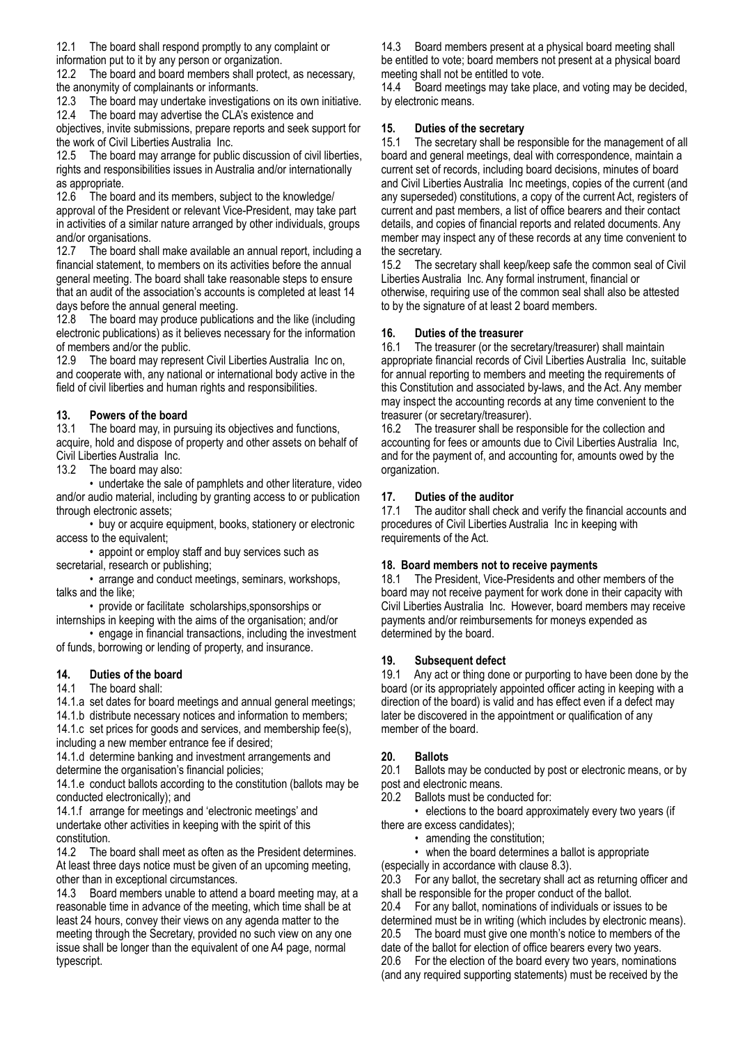12.1 The board shall respond promptly to any complaint or information put to it by any person or organization.

12.2 The board and board members shall protect, as necessary, the anonymity of complainants or informants.

12.3 The board may undertake investigations on its own initiative.

12.4 The board may advertise the CLA's existence and objectives, invite submissions, prepare reports and seek support for the work of Civil Liberties Australia Inc.

12.5 The board may arrange for public discussion of civil liberties, rights and responsibilities issues in Australia and/or internationally as appropriate.

12.6 The board and its members, subject to the knowledge/ approval of the President or relevant Vice-President, may take part in activities of a similar nature arranged by other individuals, groups and/or organisations.

12.7 The board shall make available an annual report, including a financial statement, to members on its activities before the annual general meeting. The board shall take reasonable steps to ensure that an audit of the association's accounts is completed at least 14 days before the annual general meeting.

12.8 The board may produce publications and the like (including electronic publications) as it believes necessary for the information of members and/or the public.

12.9 The board may represent Civil Liberties Australia Inc on, and cooperate with, any national or international body active in the field of civil liberties and human rights and responsibilities.

## 13. Powers of the board

13.1 The board may, in pursuing its objectives and functions, acquire, hold and dispose of property and other assets on behalf of Civil Liberties Australia Inc.

13.2 The board may also:

- undertake the sale of pamphlets and other literature, video and/or audio material, including by granting access to or publication through electronic assets;
- buy or acquire equipment, books, stationery or electronic access to the equivalent;
- appoint or employ staff and buy services such as secretarial, research or publishing;
- arrange and conduct meetings, seminars, workshops, talks and the like;
- provide or facilitate scholarships,sponsorships or internships in keeping with the aims of the organisation; and/or
- engage in financial transactions, including the investment of funds, borrowing or lending of property, and insurance.

## 14. Duties of the board

14.1 The board shall:

14.1.a set dates for board meetings and annual general meetings;

14.1.b distribute necessary notices and information to members;

14.1.c set prices for goods and services, and membership fee(s), including a new member entrance fee if desired;

14.1.d determine banking and investment arrangements and determine the organisation's financial policies;

14.1.e conduct ballots according to the constitution (ballots may be conducted electronically); and

14.1.f arrange for meetings and 'electronic meetings' and undertake other activities in keeping with the spirit of this constitution.

14.2 The board shall meet as often as the President determines. At least three days notice must be given of an upcoming meeting, other than in exceptional circumstances.

14.3 Board members unable to attend a board meeting may, at a reasonable time in advance of the meeting, which time shall be at least 24 hours, convey their views on any agenda matter to the meeting through the Secretary, provided no such view on any one issue shall be longer than the equivalent of one A4 page, normal typescript.

14.3 Board members present at a physical board meeting shall be entitled to vote; board members not present at a physical board meeting shall not be entitled to vote.

14.4 Board meetings may take place, and voting may be decided, by electronic means.

## 15. Duties of the secretary

15.1 The secretary shall be responsible for the management of all board and general meetings, deal with correspondence, maintain a current set of records, including board decisions, minutes of board and Civil Liberties Australia Inc meetings, copies of the current (and any superseded) constitutions, a copy of the current Act, registers of current and past members, a list of office bearers and their contact details, and copies of financial reports and related documents. Any member may inspect any of these records at any time convenient to the secretary.

15.2 The secretary shall keep/keep safe the common seal of Civil Liberties Australia Inc. Any formal instrument, financial or otherwise, requiring use of the common seal shall also be attested to by the signature of at least 2 board members.

## 16. Duties of the treasurer

16.1 The treasurer (or the secretary/treasurer) shall maintain appropriate financial records of Civil Liberties Australia Inc, suitable for annual reporting to members and meeting the requirements of this Constitution and associated by-laws, and the Act. Any member may inspect the accounting records at any time convenient to the treasurer (or secretary/treasurer).

16.2 The treasurer shall be responsible for the collection and accounting for fees or amounts due to Civil Liberties Australia Inc, and for the payment of, and accounting for, amounts owed by the organization.

## 17. Duties of the auditor

17.1 The auditor shall check and verify the financial accounts and procedures of Civil Liberties Australia Inc in keeping with requirements of the Act.

## 18. Board members not to receive payments

18.1 The President, Vice-Presidents and other members of the board may not receive payment for work done in their capacity with Civil Liberties Australia Inc. However, board members may receive payments and/or reimbursements for moneys expended as determined by the board.

## 19. Subsequent defect

19.1 Any act or thing done or purporting to have been done by the board (or its appropriately appointed officer acting in keeping with a direction of the board) is valid and has effect even if a defect may later be discovered in the appointment or qualification of any member of the board.

## 20. Ballots

20.1 Ballots may be conducted by post or electronic means, or by post and electronic means.

20.2 Ballots must be conducted for:

- elections to the board approximately every two years (if there are excess candidates);
- amending the constitution;
- when the board determines a ballot is appropriate (especially in accordance with clause 8.3).

20.3 For any ballot, the secretary shall act as returning officer and shall be responsible for the proper conduct of the ballot.

20.4 For any ballot, nominations of individuals or issues to be determined must be in writing (which includes by electronic means).

20.5 The board must give one month's notice to members of the date of the ballot for election of office bearers every two years.

20.6 For the election of the board every two years, nominations (and any required supporting statements) must be received by the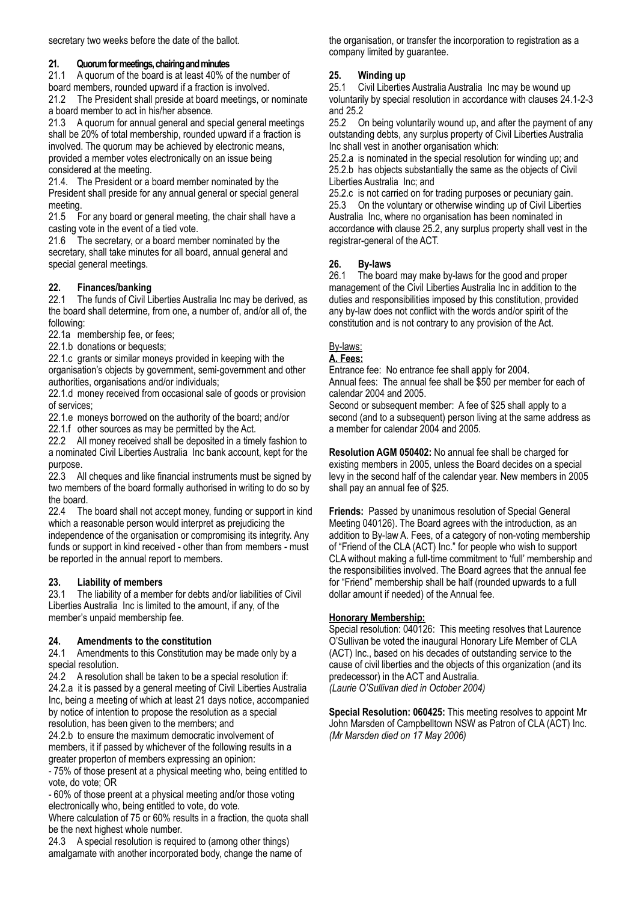secretary two weeks before the date of the ballot.

**21. Quorum for meetings, chairing and minutes**

21.1 A quorum of the board is at least 40% of the number of board members, rounded upward if a fraction is involved.

21.2 The President shall preside at board meetings, or nominate a board member to act in his/her absence.

21.3 A quorum for annual general and special general meetings shall be 20% of total membership, rounded upward if a fraction is involved. The quorum may be achieved by electronic means, provided a member votes electronically on an issue being considered at the meeting.

21.4. The President or a board member nominated by the President shall preside for any annual general or special general meeting.

21.5 For any board or general meeting, the chair shall have a casting vote in the event of a tied vote.

21.6 The secretary, or a board member nominated by the secretary, shall take minutes for all board, annual general and special general meetings.

**22. Finances/banking**

22.1 The funds of Civil Liberties Australia Inc may be derived, as the board shall determine, from one, a number of, and/or all of, the following:

22.1a membership fee, or fees;

22.1.b donations or bequests;

22.1.c grants or similar moneys provided in keeping with the organisation's objects by government, semi-government and other authorities, organisations and/or individuals;

22.1.d money received from occasional sale of goods or provision of services;

22.1.e moneys borrowed on the authority of the board; and/or

22.1.f other sources as may be permitted by the Act.

22.2 All money received shall be deposited in a timely fashion to a nominated Civil Liberties Australia Inc bank account, kept for the purpose.

22.3 All cheques and like financial instruments must be signed by two members of the board formally authorised in writing to do so by the board.

22.4 The board shall not accept money, funding or support in kind which a reasonable person would interpret as prejudicing the independence of the organisation or compromising its integrity. Any funds or support in kind received - other than from members - must be reported in the annual report to members.

**23. Liability of members**

23.1 The liability of a member for debts and/or liabilities of Civil Liberties Australia Inc is limited to the amount, if any, of the member's unpaid membership fee.

**24. Amendments to the constitution**

24.1 Amendments to this Constitution may be made only by a special resolution.

24.2 A resolution shall be taken to be a special resolution if:

24.2.a it is passed by a general meeting of Civil Liberties Australia Inc, being a meeting of which at least 21 days notice, accompanied by notice of intention to propose the resolution as a special resolution, has been given to the members; and

24.2.b to ensure the maximum democratic involvement of members, it if passed by whichever of the following results in a greater properton of members expressing an opinion:

- 75% of those present at a physical meeting who, being entitled to vote, do vote; OR

- 60% of those preent at a physical meeting and/or those voting electronically who, being entitled to vote, do vote.

Where calculation of 75 or 60% results in a fraction, the quota shall be the next highest whole number.

24.3 A special resolution is required to (among other things) amalgamate with another incorporated body, change the name of the organisation, or transfer the incorporation to registration as a company limited by guarantee.

**25. Winding up**

25.1 Civil Liberties Australia Australia Inc may be wound up voluntarily by special resolution in accordance with clauses 24.1-2-3 and 25.2

25.2 On being voluntarily wound up, and after the payment of any outstanding debts, any surplus property of Civil Liberties Australia Inc shall vest in another organisation which:

25.2.a is nominated in the special resolution for winding up; and

25.2.b has objects substantially the same as the objects of Civil Liberties Australia Inc; and

25.2.c is not carried on for trading purposes or pecuniary gain.

25.3 On the voluntary or otherwise winding up of Civil Liberties Australia Inc, where no organisation has been nominated in accordance with clause 25.2, any surplus property shall vest in the registrar-general of the ACT.

**26. By-laws**

26.1 The board may make by-laws for the good and proper management of the Civil Liberties Australia Inc in addition to the duties and responsibilities imposed by this constitution, provided any by-law does not conflict with the words and/or spirit of the constitution and is not contrary to any provision of the Act.

<u>By-laws:</u>

**<u>A. Fees:</u>**

Entrance fee: No entrance fee shall apply for 2004.

Annual fees: The annual fee shall be $50 per member for each of calendar 2004 and 2005.

Second or subsequent member: A fee of $25 shall apply to a second (and to a subsequent) person living at the same address as a member for calendar 2004 and 2005.

**Resolution AGM 050402:** No annual fee shall be charged for existing members in 2005, unless the Board decides on a special levy in the second half of the calendar year. New members in 2005 shall pay an annual fee of $25.

**Friends:** Passed by unanimous resolution of Special General Meeting 040126). The Board agrees with the introduction, as an addition to By-law A. Fees, of a category of non-voting membership of "Friend of the CLA (ACT) Inc." for people who wish to support CLA without making a full-time commitment to 'full' membership and the responsibilities involved. The Board agrees that the annual fee for "Friend" membership shall be half (rounded upwards to a full dollar amount if needed) of the Annual fee.

**<u>Honorary Membership:</u>**

Special resolution: 040126: This meeting resolves that Laurence O'Sullivan be voted the inaugural Honorary Life Member of CLA (ACT) Inc., based on his decades of outstanding service to the cause of civil liberties and the objects of this organization (and its predecessor) in the ACT and Australia.

*(Laurie O'Sullivan died in October 2004)*

**Special Resolution: 060425:** This meeting resolves to appoint Mr John Marsden of Campbelltown NSW as Patron of CLA (ACT) Inc.

*(Mr Marsden died on 17 May 2006)*